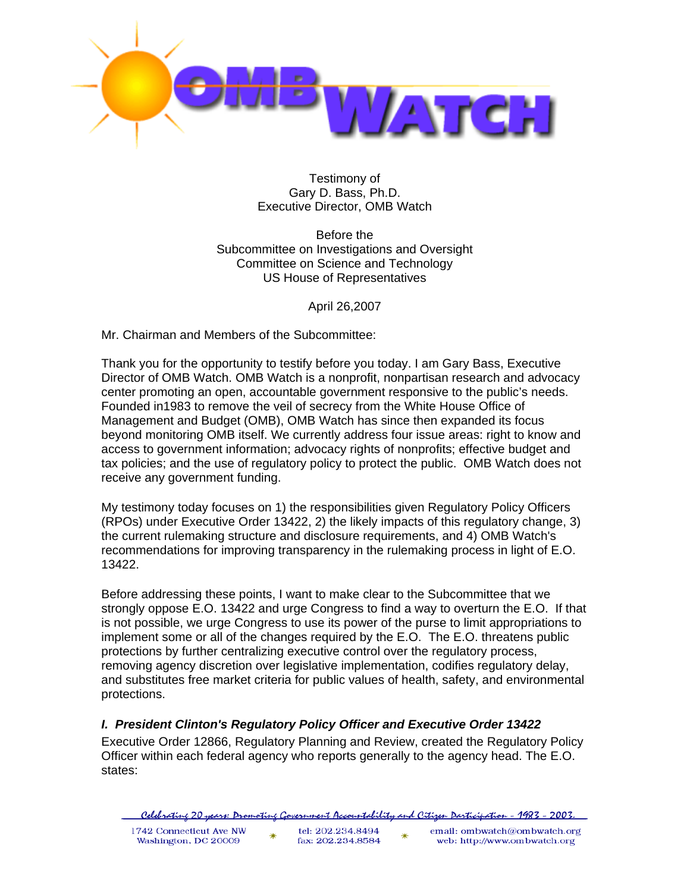Testimony of
Gary D. Bass, Ph.D.
Executive Director, OMB Watch

Before the
Subcommittee on Investigations and Oversight
Committee on Science and Technology
US House of Representatives

April 26,2007

Mr. Chairman and Members of the Subcommittee:

Thank you for the opportunity to testify before you today. I am Gary Bass, Executive Director of OMB Watch. OMB Watch is a nonprofit, nonpartisan research and advocacy center promoting an open, accountable government responsive to the public's needs. Founded in1983 to remove the veil of secrecy from the White House Office of Management and Budget (OMB), OMB Watch has since then expanded its focus beyond monitoring OMB itself. We currently address four issue areas: right to know and access to government information; advocacy rights of nonprofits; effective budget and tax policies; and the use of regulatory policy to protect the public. OMB Watch does not receive any government funding.

My testimony today focuses on 1) the responsibilities given Regulatory Policy Officers (RPOs) under Executive Order 13422, 2) the likely impacts of this regulatory change, 3) the current rulemaking structure and disclosure requirements, and 4) OMB Watch's recommendations for improving transparency in the rulemaking process in light of E.O. 13422.

Before addressing these points, I want to make clear to the Subcommittee that we strongly oppose E.O. 13422 and urge Congress to find a way to overturn the E.O. If that is not possible, we urge Congress to use its power of the purse to limit appropriations to implement some or all of the changes required by the E.O. The E.O. threatens public protections by further centralizing executive control over the regulatory process, removing agency discretion over legislative implementation, codifies regulatory delay, and substitutes free market criteria for public values of health, safety, and environmental protections.

### *I. President Clinton's Regulatory Policy Officer and Executive Order 13422*

Executive Order 12866, Regulatory Planning and Review, created the Regulatory Policy Officer within each federal agency who reports generally to the agency head. The E.O. states: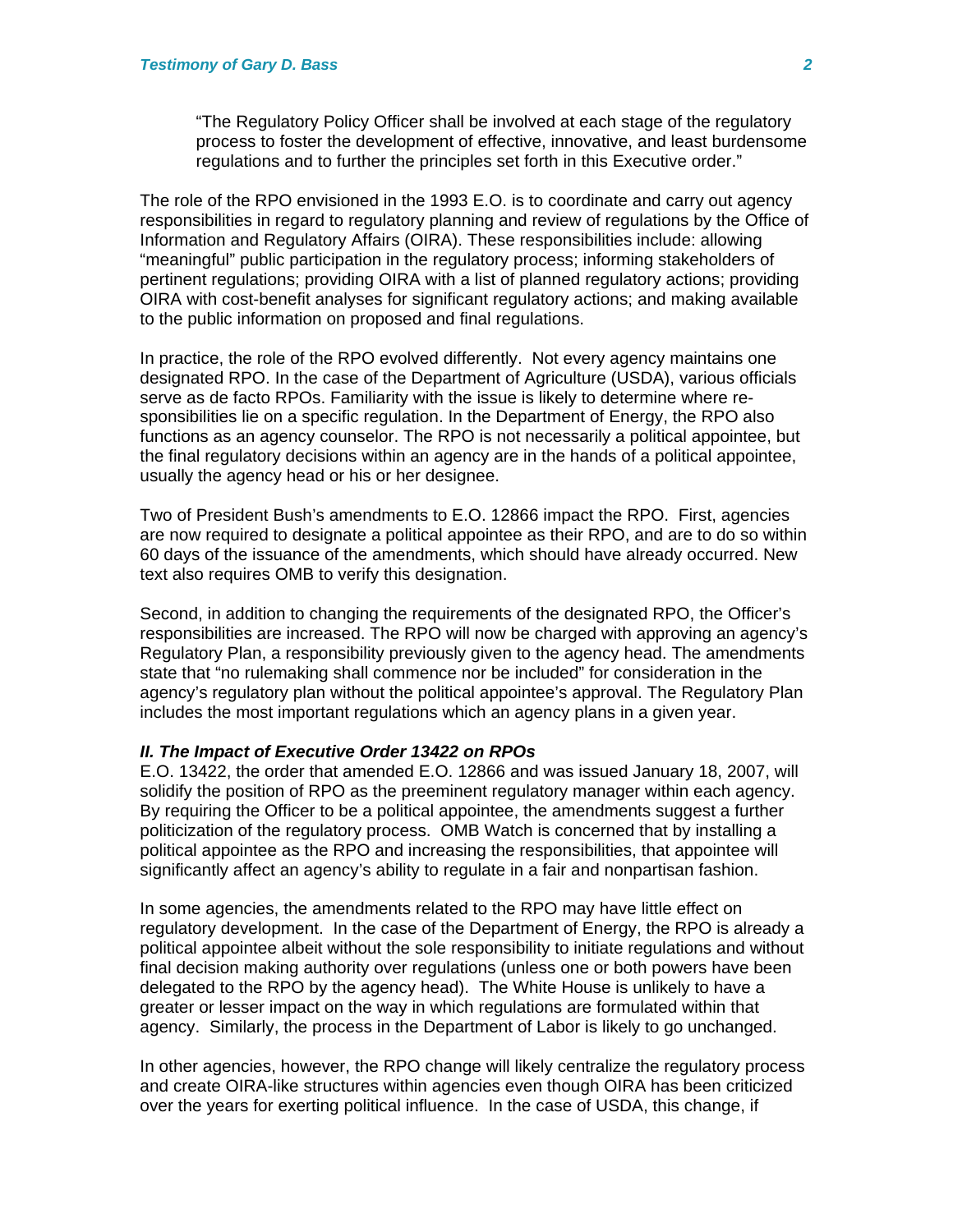> "The Regulatory Policy Officer shall be involved at each stage of the regulatory process to foster the development of effective, innovative, and least burdensome regulations and to further the principles set forth in this Executive order."

The role of the RPO envisioned in the 1993 E.O. is to coordinate and carry out agency responsibilities in regard to regulatory planning and review of regulations by the Office of Information and Regulatory Affairs (OIRA). These responsibilities include: allowing "meaningful" public participation in the regulatory process; informing stakeholders of pertinent regulations; providing OIRA with a list of planned regulatory actions; providing OIRA with cost-benefit analyses for significant regulatory actions; and making available to the public information on proposed and final regulations.

In practice, the role of the RPO evolved differently. Not every agency maintains one designated RPO. In the case of the Department of Agriculture (USDA), various officials serve as de facto RPOs. Familiarity with the issue is likely to determine where responsibilities lie on a specific regulation. In the Department of Energy, the RPO also functions as an agency counselor. The RPO is not necessarily a political appointee, but the final regulatory decisions within an agency are in the hands of a political appointee, usually the agency head or his or her designee.

Two of President Bush's amendments to E.O. 12866 impact the RPO. First, agencies are now required to designate a political appointee as their RPO, and are to do so within 60 days of the issuance of the amendments, which should have already occurred. New text also requires OMB to verify this designation.

Second, in addition to changing the requirements of the designated RPO, the Officer's responsibilities are increased. The RPO will now be charged with approving an agency's Regulatory Plan, a responsibility previously given to the agency head. The amendments state that "no rulemaking shall commence nor be included" for consideration in the agency's regulatory plan without the political appointee's approval. The Regulatory Plan includes the most important regulations which an agency plans in a given year.

### *II. The Impact of Executive Order 13422 on RPOs*

E.O. 13422, the order that amended E.O. 12866 and was issued January 18, 2007, will solidify the position of RPO as the preeminent regulatory manager within each agency. By requiring the Officer to be a political appointee, the amendments suggest a further politicization of the regulatory process. OMB Watch is concerned that by installing a political appointee as the RPO and increasing the responsibilities, that appointee will significantly affect an agency's ability to regulate in a fair and nonpartisan fashion.

In some agencies, the amendments related to the RPO may have little effect on regulatory development. In the case of the Department of Energy, the RPO is already a political appointee albeit without the sole responsibility to initiate regulations and without final decision making authority over regulations (unless one or both powers have been delegated to the RPO by the agency head). The White House is unlikely to have a greater or lesser impact on the way in which regulations are formulated within that agency. Similarly, the process in the Department of Labor is likely to go unchanged.

In other agencies, however, the RPO change will likely centralize the regulatory process and create OIRA-like structures within agencies even though OIRA has been criticized over the years for exerting political influence. In the case of USDA, this change, if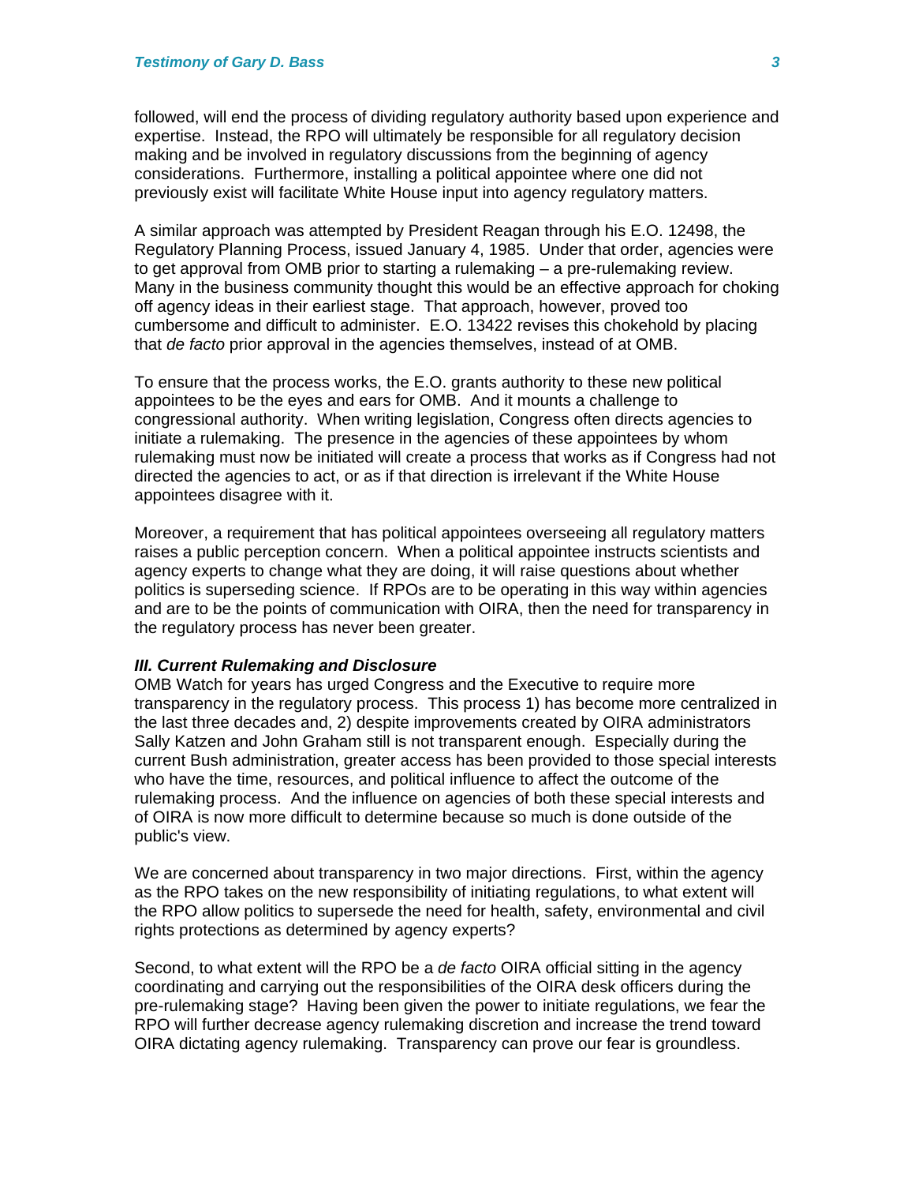followed, will end the process of dividing regulatory authority based upon experience and expertise. Instead, the RPO will ultimately be responsible for all regulatory decision making and be involved in regulatory discussions from the beginning of agency considerations. Furthermore, installing a political appointee where one did not previously exist will facilitate White House input into agency regulatory matters.

A similar approach was attempted by President Reagan through his E.O. 12498, the Regulatory Planning Process, issued January 4, 1985. Under that order, agencies were to get approval from OMB prior to starting a rulemaking – a pre-rulemaking review. Many in the business community thought this would be an effective approach for choking off agency ideas in their earliest stage. That approach, however, proved too cumbersome and difficult to administer. E.O. 13422 revises this chokehold by placing that *de facto* prior approval in the agencies themselves, instead of at OMB.

To ensure that the process works, the E.O. grants authority to these new political appointees to be the eyes and ears for OMB. And it mounts a challenge to congressional authority. When writing legislation, Congress often directs agencies to initiate a rulemaking. The presence in the agencies of these appointees by whom rulemaking must now be initiated will create a process that works as if Congress had not directed the agencies to act, or as if that direction is irrelevant if the White House appointees disagree with it.

Moreover, a requirement that has political appointees overseeing all regulatory matters raises a public perception concern. When a political appointee instructs scientists and agency experts to change what they are doing, it will raise questions about whether politics is superseding science. If RPOs are to be operating in this way within agencies and are to be the points of communication with OIRA, then the need for transparency in the regulatory process has never been greater.

### *III. Current Rulemaking and Disclosure*

OMB Watch for years has urged Congress and the Executive to require more transparency in the regulatory process. This process 1) has become more centralized in the last three decades and, 2) despite improvements created by OIRA administrators Sally Katzen and John Graham still is not transparent enough. Especially during the current Bush administration, greater access has been provided to those special interests who have the time, resources, and political influence to affect the outcome of the rulemaking process. And the influence on agencies of both these special interests and of OIRA is now more difficult to determine because so much is done outside of the public's view.

We are concerned about transparency in two major directions. First, within the agency as the RPO takes on the new responsibility of initiating regulations, to what extent will the RPO allow politics to supersede the need for health, safety, environmental and civil rights protections as determined by agency experts?

Second, to what extent will the RPO be a *de facto* OIRA official sitting in the agency coordinating and carrying out the responsibilities of the OIRA desk officers during the pre-rulemaking stage? Having been given the power to initiate regulations, we fear the RPO will further decrease agency rulemaking discretion and increase the trend toward OIRA dictating agency rulemaking. Transparency can prove our fear is groundless.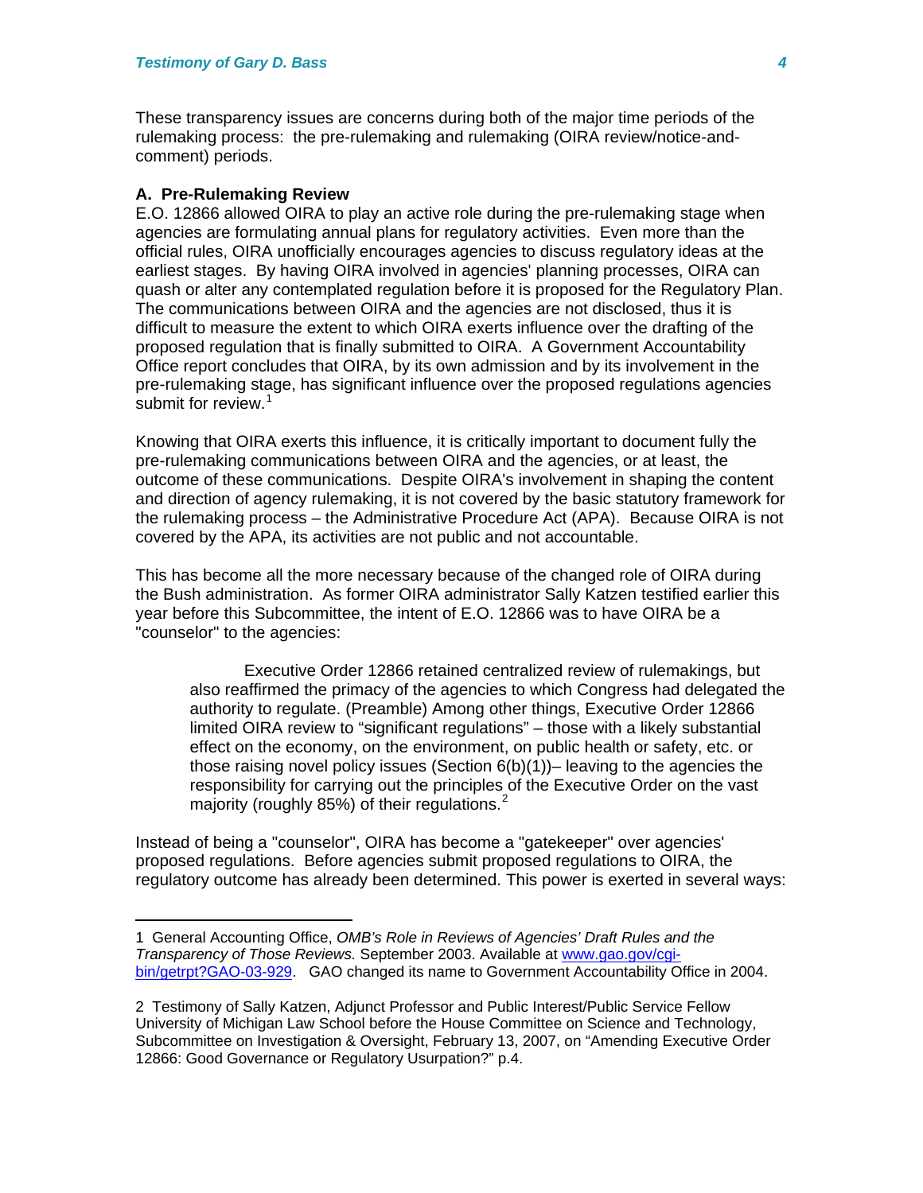These transparency issues are concerns during both of the major time periods of the rulemaking process: the pre-rulemaking and rulemaking (OIRA review/notice-and-comment) periods.

**A. Pre-Rulemaking Review**

E.O. 12866 allowed OIRA to play an active role during the pre-rulemaking stage when agencies are formulating annual plans for regulatory activities. Even more than the official rules, OIRA unofficially encourages agencies to discuss regulatory ideas at the earliest stages. By having OIRA involved in agencies' planning processes, OIRA can quash or alter any contemplated regulation before it is proposed for the Regulatory Plan. The communications between OIRA and the agencies are not disclosed, thus it is difficult to measure the extent to which OIRA exerts influence over the drafting of the proposed regulation that is finally submitted to OIRA. A Government Accountability Office report concludes that OIRA, by its own admission and by its involvement in the pre-rulemaking stage, has significant influence over the proposed regulations agencies submit for review.[1]

Knowing that OIRA exerts this influence, it is critically important to document fully the pre-rulemaking communications between OIRA and the agencies, or at least, the outcome of these communications. Despite OIRA's involvement in shaping the content and direction of agency rulemaking, it is not covered by the basic statutory framework for the rulemaking process – the Administrative Procedure Act (APA). Because OIRA is not covered by the APA, its activities are not public and not accountable.

This has become all the more necessary because of the changed role of OIRA during the Bush administration. As former OIRA administrator Sally Katzen testified earlier this year before this Subcommittee, the intent of E.O. 12866 was to have OIRA be a "counselor" to the agencies:

> Executive Order 12866 retained centralized review of rulemakings, but also reaffirmed the primacy of the agencies to which Congress had delegated the authority to regulate. (Preamble) Among other things, Executive Order 12866 limited OIRA review to "significant regulations" – those with a likely substantial effect on the economy, on the environment, on public health or safety, etc. or those raising novel policy issues (Section 6(b)(1))– leaving to the agencies the responsibility for carrying out the principles of the Executive Order on the vast majority (roughly 85%) of their regulations.[2]

Instead of being a "counselor", OIRA has become a "gatekeeper" over agencies' proposed regulations. Before agencies submit proposed regulations to OIRA, the regulatory outcome has already been determined. This power is exerted in several ways:

---

1 General Accounting Office, *OMB's Role in Reviews of Agencies' Draft Rules and the Transparency of Those Reviews.* September 2003. Available at www.gao.gov/cgi-bin/getrpt?GAO-03-929. GAO changed its name to Government Accountability Office in 2004.

2 Testimony of Sally Katzen, Adjunct Professor and Public Interest/Public Service Fellow University of Michigan Law School before the House Committee on Science and Technology, Subcommittee on Investigation & Oversight, February 13, 2007, on "Amending Executive Order 12866: Good Governance or Regulatory Usurpation?" p.4.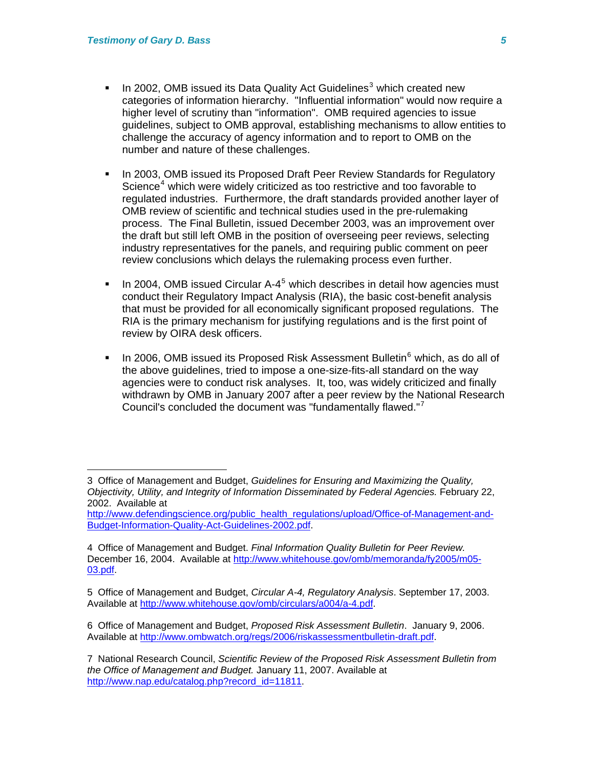- In 2002, OMB issued its Data Quality Act Guidelines[3] which created new categories of information hierarchy. "Influential information" would now require a higher level of scrutiny than "information". OMB required agencies to issue guidelines, subject to OMB approval, establishing mechanisms to allow entities to challenge the accuracy of agency information and to report to OMB on the number and nature of these challenges.

- In 2003, OMB issued its Proposed Draft Peer Review Standards for Regulatory Science[4] which were widely criticized as too restrictive and too favorable to regulated industries. Furthermore, the draft standards provided another layer of OMB review of scientific and technical studies used in the pre-rulemaking process. The Final Bulletin, issued December 2003, was an improvement over the draft but still left OMB in the position of overseeing peer reviews, selecting industry representatives for the panels, and requiring public comment on peer review conclusions which delays the rulemaking process even further.

- In 2004, OMB issued Circular A-4[5] which describes in detail how agencies must conduct their Regulatory Impact Analysis (RIA), the basic cost-benefit analysis that must be provided for all economically significant proposed regulations. The RIA is the primary mechanism for justifying regulations and is the first point of review by OIRA desk officers.

- In 2006, OMB issued its Proposed Risk Assessment Bulletin[6] which, as do all of the above guidelines, tried to impose a one-size-fits-all standard on the way agencies were to conduct risk analyses. It, too, was widely criticized and finally withdrawn by OMB in January 2007 after a peer review by the National Research Council's concluded the document was "fundamentally flawed."[7]

---

3 Office of Management and Budget, *Guidelines for Ensuring and Maximizing the Quality, Objectivity, Utility, and Integrity of Information Disseminated by Federal Agencies.* February 22, 2002. Available at http://www.defendingscience.org/public_health_regulations/upload/Office-of-Management-and-Budget-Information-Quality-Act-Guidelines-2002.pdf.

4 Office of Management and Budget. *Final Information Quality Bulletin for Peer Review.* December 16, 2004. Available at http://www.whitehouse.gov/omb/memoranda/fy2005/m05-03.pdf.

5 Office of Management and Budget, *Circular A-4, Regulatory Analysis*. September 17, 2003. Available at http://www.whitehouse.gov/omb/circulars/a004/a-4.pdf.

6 Office of Management and Budget, *Proposed Risk Assessment Bulletin*. January 9, 2006. Available at http://www.ombwatch.org/regs/2006/riskassessmentbulletin-draft.pdf.

7 National Research Council, *Scientific Review of the Proposed Risk Assessment Bulletin from the Office of Management and Budget.* January 11, 2007. Available at http://www.nap.edu/catalog.php?record_id=11811.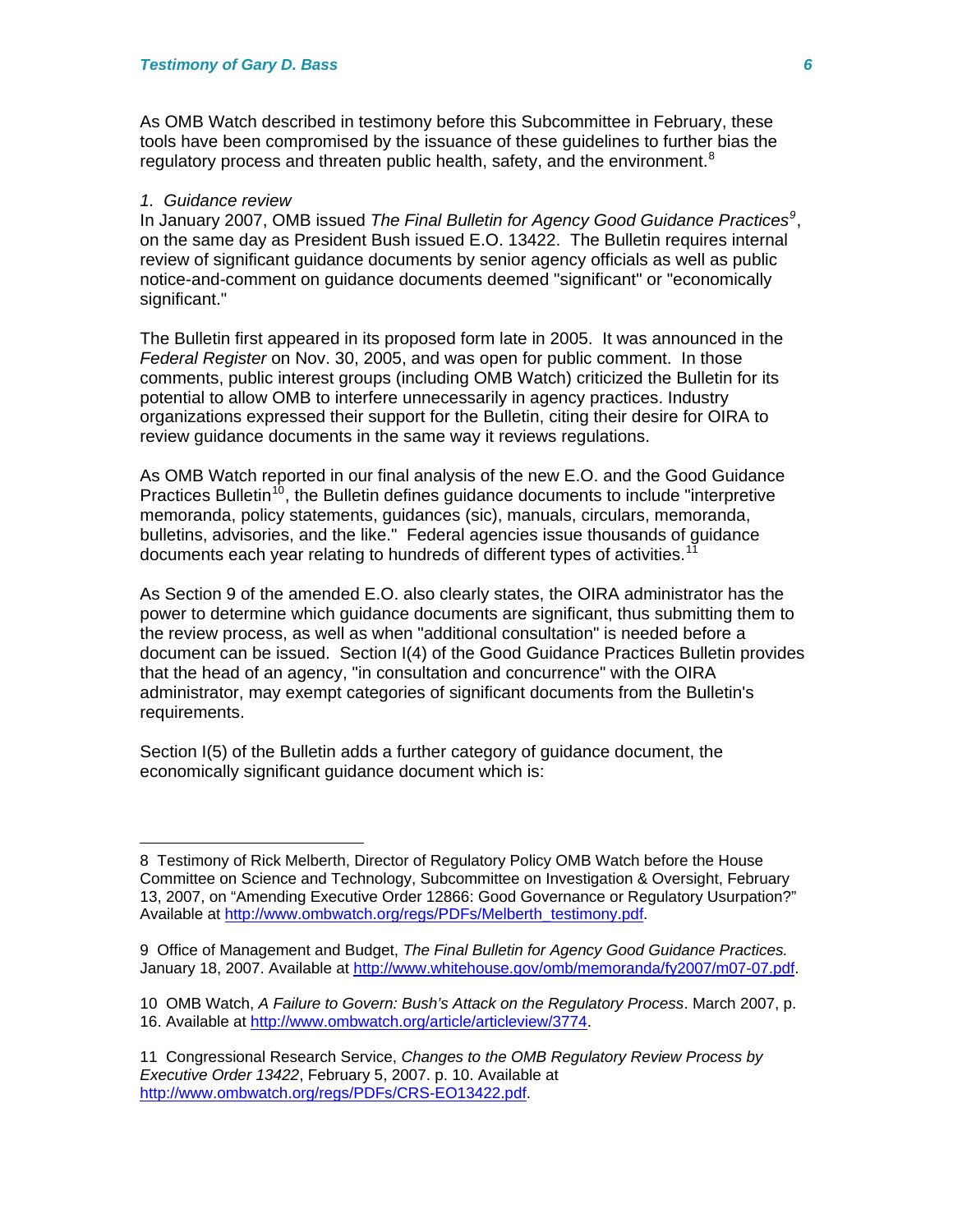As OMB Watch described in testimony before this Subcommittee in February, these tools have been compromised by the issuance of these guidelines to further bias the regulatory process and threaten public health, safety, and the environment.[8]

*1. Guidance review*

In January 2007, OMB issued *The Final Bulletin for Agency Good Guidance Practices*[9], on the same day as President Bush issued E.O. 13422. The Bulletin requires internal review of significant guidance documents by senior agency officials as well as public notice-and-comment on guidance documents deemed "significant" or "economically significant."

The Bulletin first appeared in its proposed form late in 2005. It was announced in the *Federal Register* on Nov. 30, 2005, and was open for public comment. In those comments, public interest groups (including OMB Watch) criticized the Bulletin for its potential to allow OMB to interfere unnecessarily in agency practices. Industry organizations expressed their support for the Bulletin, citing their desire for OIRA to review guidance documents in the same way it reviews regulations.

As OMB Watch reported in our final analysis of the new E.O. and the Good Guidance Practices Bulletin[10], the Bulletin defines guidance documents to include "interpretive memoranda, policy statements, guidances (sic), manuals, circulars, memoranda, bulletins, advisories, and the like." Federal agencies issue thousands of guidance documents each year relating to hundreds of different types of activities.[11]

As Section 9 of the amended E.O. also clearly states, the OIRA administrator has the power to determine which guidance documents are significant, thus submitting them to the review process, as well as when "additional consultation" is needed before a document can be issued. Section I(4) of the Good Guidance Practices Bulletin provides that the head of an agency, "in consultation and concurrence" with the OIRA administrator, may exempt categories of significant documents from the Bulletin's requirements.

Section I(5) of the Bulletin adds a further category of guidance document, the economically significant guidance document which is:

---

8 Testimony of Rick Melberth, Director of Regulatory Policy OMB Watch before the House Committee on Science and Technology, Subcommittee on Investigation & Oversight, February 13, 2007, on "Amending Executive Order 12866: Good Governance or Regulatory Usurpation?" Available at http://www.ombwatch.org/regs/PDFs/Melberth_testimony.pdf.

9 Office of Management and Budget, *The Final Bulletin for Agency Good Guidance Practices.* January 18, 2007. Available at http://www.whitehouse.gov/omb/memoranda/fy2007/m07-07.pdf.

10 OMB Watch, *A Failure to Govern: Bush's Attack on the Regulatory Process*. March 2007, p. 16. Available at http://www.ombwatch.org/article/articleview/3774.

11 Congressional Research Service, *Changes to the OMB Regulatory Review Process by Executive Order 13422*, February 5, 2007. p. 10. Available at http://www.ombwatch.org/regs/PDFs/CRS-EO13422.pdf.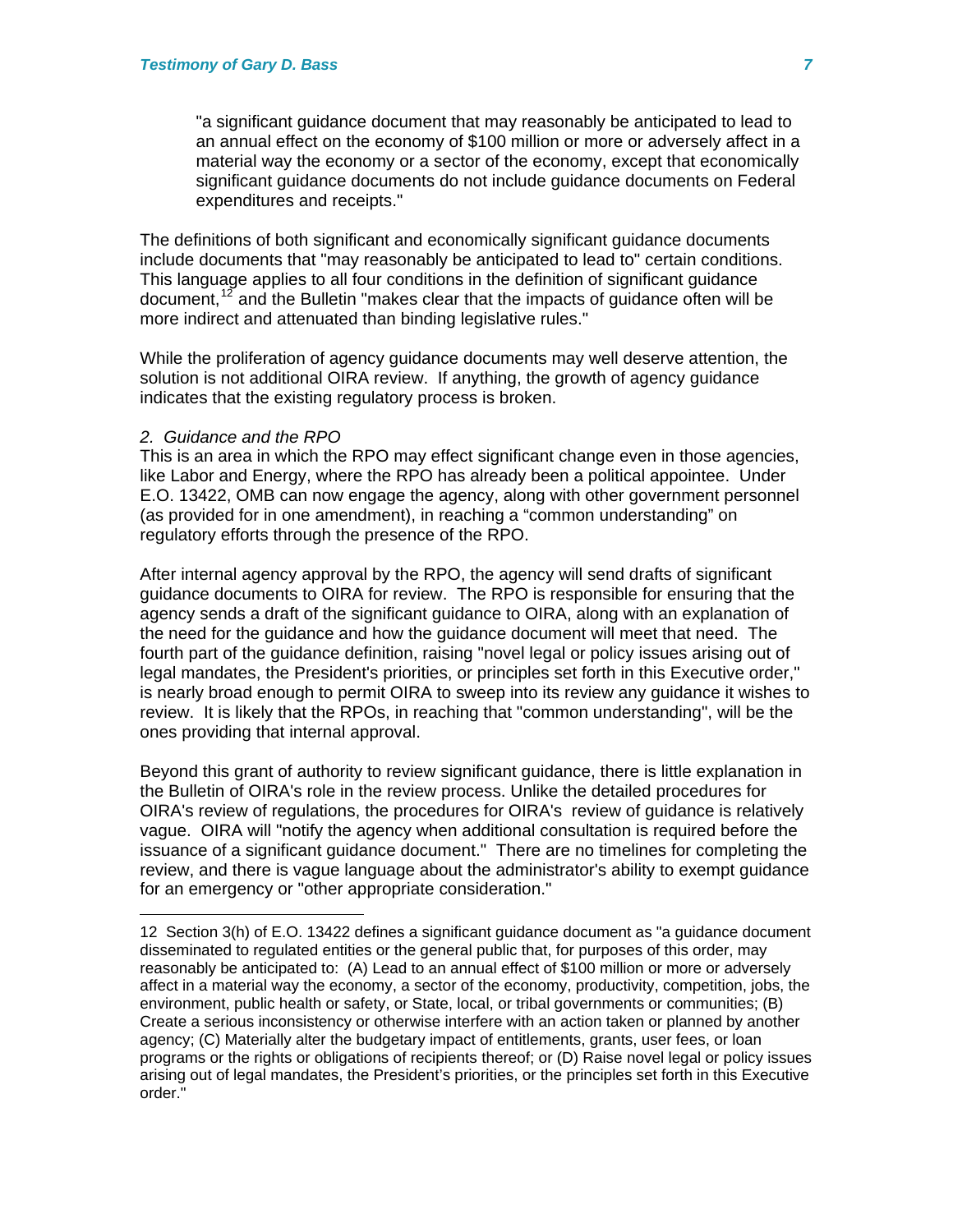> "a significant guidance document that may reasonably be anticipated to lead to an annual effect on the economy of $100 million or more or adversely affect in a material way the economy or a sector of the economy, except that economically significant guidance documents do not include guidance documents on Federal expenditures and receipts."

The definitions of both significant and economically significant guidance documents include documents that "may reasonably be anticipated to lead to" certain conditions. This language applies to all four conditions in the definition of significant guidance document,[12] and the Bulletin "makes clear that the impacts of guidance often will be more indirect and attenuated than binding legislative rules."

While the proliferation of agency guidance documents may well deserve attention, the solution is not additional OIRA review. If anything, the growth of agency guidance indicates that the existing regulatory process is broken.

*2. Guidance and the RPO*

This is an area in which the RPO may effect significant change even in those agencies, like Labor and Energy, where the RPO has already been a political appointee. Under E.O. 13422, OMB can now engage the agency, along with other government personnel (as provided for in one amendment), in reaching a "common understanding" on regulatory efforts through the presence of the RPO.

After internal agency approval by the RPO, the agency will send drafts of significant guidance documents to OIRA for review. The RPO is responsible for ensuring that the agency sends a draft of the significant guidance to OIRA, along with an explanation of the need for the guidance and how the guidance document will meet that need. The fourth part of the guidance definition, raising "novel legal or policy issues arising out of legal mandates, the President's priorities, or principles set forth in this Executive order," is nearly broad enough to permit OIRA to sweep into its review any guidance it wishes to review. It is likely that the RPOs, in reaching that "common understanding", will be the ones providing that internal approval.

Beyond this grant of authority to review significant guidance, there is little explanation in the Bulletin of OIRA's role in the review process. Unlike the detailed procedures for OIRA's review of regulations, the procedures for OIRA's review of guidance is relatively vague. OIRA will "notify the agency when additional consultation is required before the issuance of a significant guidance document." There are no timelines for completing the review, and there is vague language about the administrator's ability to exempt guidance for an emergency or "other appropriate consideration."

---

12 Section 3(h) of E.O. 13422 defines a significant guidance document as "a guidance document disseminated to regulated entities or the general public that, for purposes of this order, may reasonably be anticipated to: (A) Lead to an annual effect of $100 million or more or adversely affect in a material way the economy, a sector of the economy, productivity, competition, jobs, the environment, public health or safety, or State, local, or tribal governments or communities; (B) Create a serious inconsistency or otherwise interfere with an action taken or planned by another agency; (C) Materially alter the budgetary impact of entitlements, grants, user fees, or loan programs or the rights or obligations of recipients thereof; or (D) Raise novel legal or policy issues arising out of legal mandates, the President's priorities, or the principles set forth in this Executive order."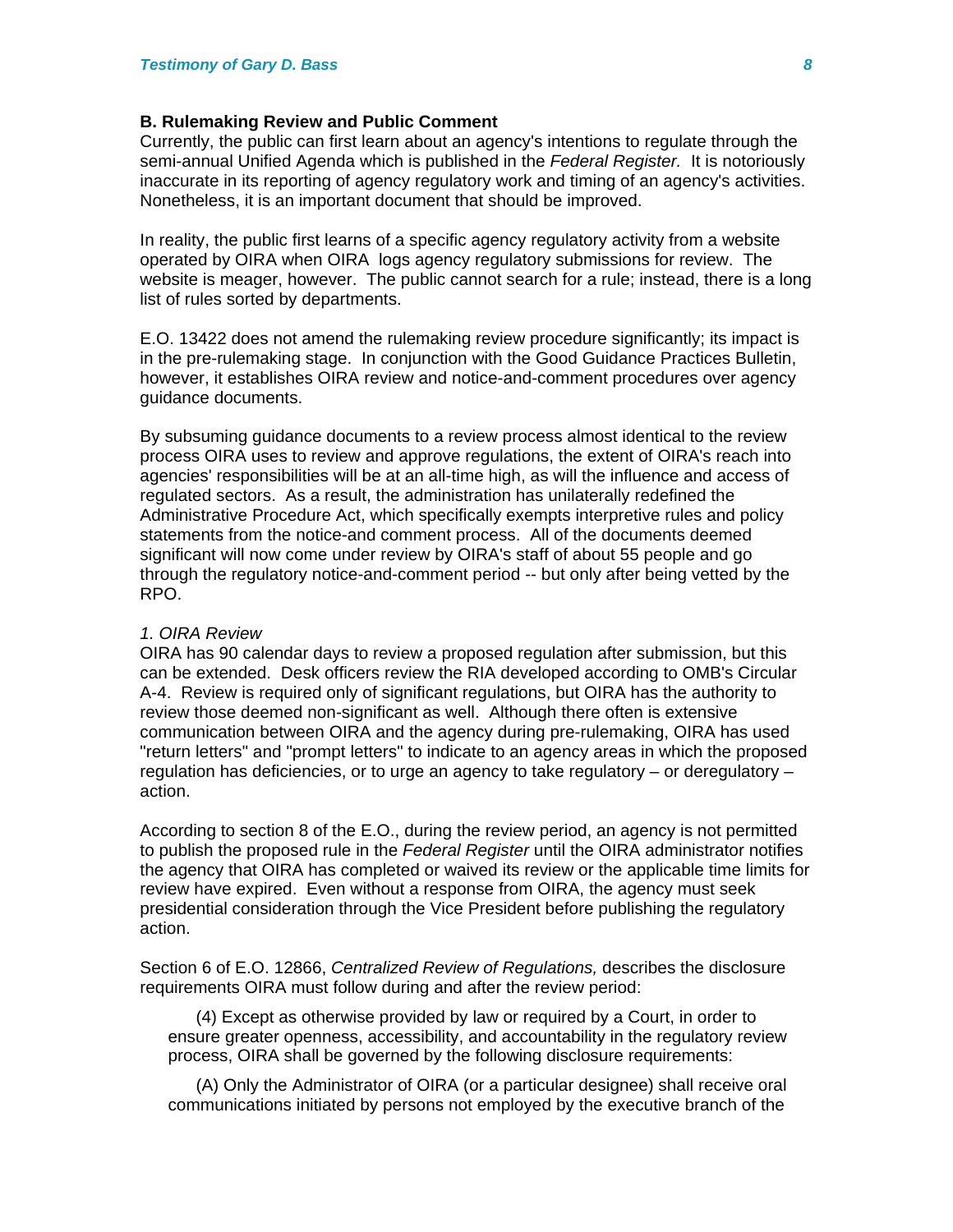**B. Rulemaking Review and Public Comment**

Currently, the public can first learn about an agency's intentions to regulate through the semi-annual Unified Agenda which is published in the *Federal Register.* It is notoriously inaccurate in its reporting of agency regulatory work and timing of an agency's activities. Nonetheless, it is an important document that should be improved.

In reality, the public first learns of a specific agency regulatory activity from a website operated by OIRA when OIRA logs agency regulatory submissions for review. The website is meager, however. The public cannot search for a rule; instead, there is a long list of rules sorted by departments.

E.O. 13422 does not amend the rulemaking review procedure significantly; its impact is in the pre-rulemaking stage. In conjunction with the Good Guidance Practices Bulletin, however, it establishes OIRA review and notice-and-comment procedures over agency guidance documents.

By subsuming guidance documents to a review process almost identical to the review process OIRA uses to review and approve regulations, the extent of OIRA's reach into agencies' responsibilities will be at an all-time high, as will the influence and access of regulated sectors. As a result, the administration has unilaterally redefined the Administrative Procedure Act, which specifically exempts interpretive rules and policy statements from the notice-and comment process. All of the documents deemed significant will now come under review by OIRA's staff of about 55 people and go through the regulatory notice-and-comment period -- but only after being vetted by the RPO.

*1. OIRA Review*

OIRA has 90 calendar days to review a proposed regulation after submission, but this can be extended. Desk officers review the RIA developed according to OMB's Circular A-4. Review is required only of significant regulations, but OIRA has the authority to review those deemed non-significant as well. Although there often is extensive communication between OIRA and the agency during pre-rulemaking, OIRA has used "return letters" and "prompt letters" to indicate to an agency areas in which the proposed regulation has deficiencies, or to urge an agency to take regulatory – or deregulatory – action.

According to section 8 of the E.O., during the review period, an agency is not permitted to publish the proposed rule in the *Federal Register* until the OIRA administrator notifies the agency that OIRA has completed or waived its review or the applicable time limits for review have expired. Even without a response from OIRA, the agency must seek presidential consideration through the Vice President before publishing the regulatory action.

Section 6 of E.O. 12866, *Centralized Review of Regulations,* describes the disclosure requirements OIRA must follow during and after the review period:

> (4) Except as otherwise provided by law or required by a Court, in order to ensure greater openness, accessibility, and accountability in the regulatory review process, OIRA shall be governed by the following disclosure requirements:
>
> (A) Only the Administrator of OIRA (or a particular designee) shall receive oral communications initiated by persons not employed by the executive branch of the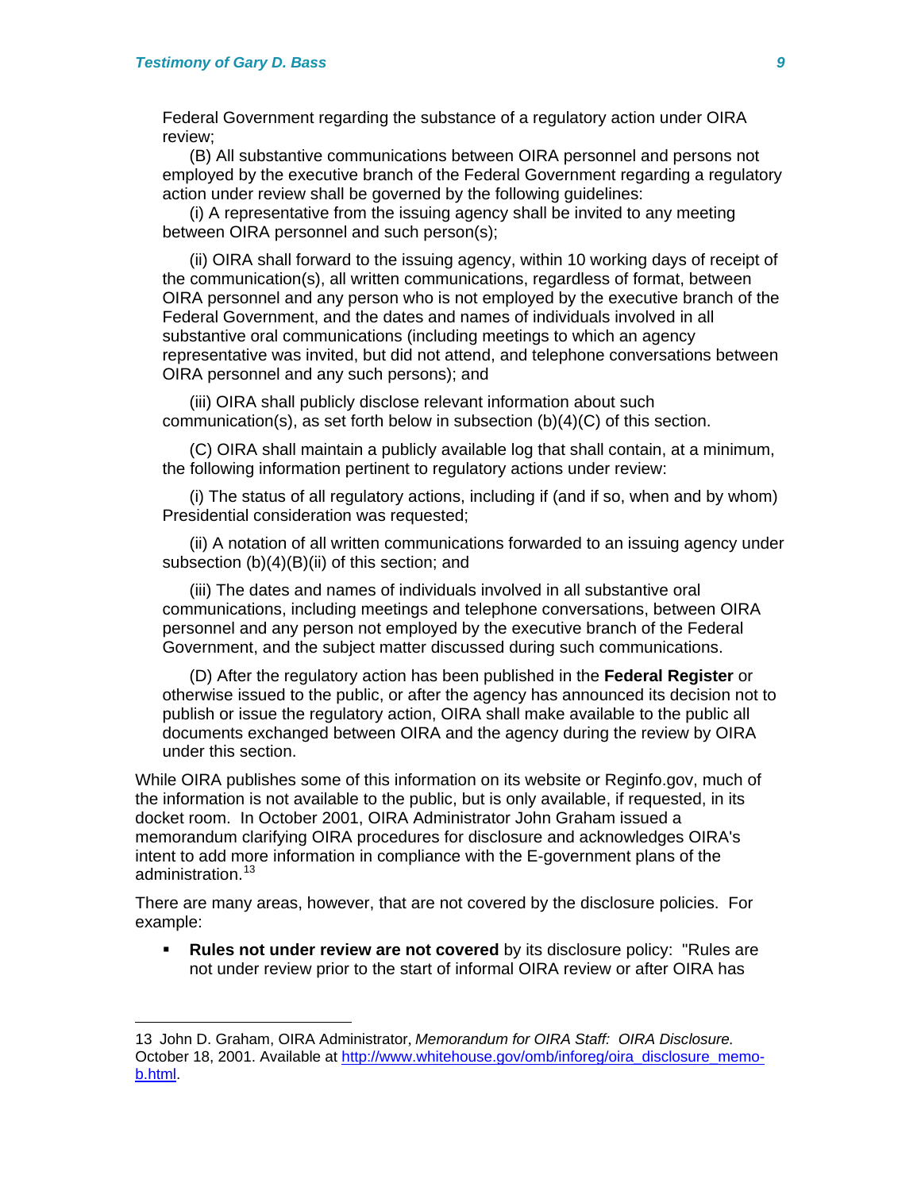Federal Government regarding the substance of a regulatory action under OIRA review;

(B) All substantive communications between OIRA personnel and persons not employed by the executive branch of the Federal Government regarding a regulatory action under review shall be governed by the following guidelines:

(i) A representative from the issuing agency shall be invited to any meeting between OIRA personnel and such person(s);

(ii) OIRA shall forward to the issuing agency, within 10 working days of receipt of the communication(s), all written communications, regardless of format, between OIRA personnel and any person who is not employed by the executive branch of the Federal Government, and the dates and names of individuals involved in all substantive oral communications (including meetings to which an agency representative was invited, but did not attend, and telephone conversations between OIRA personnel and any such persons); and

(iii) OIRA shall publicly disclose relevant information about such communication(s), as set forth below in subsection (b)(4)(C) of this section.

(C) OIRA shall maintain a publicly available log that shall contain, at a minimum, the following information pertinent to regulatory actions under review:

(i) The status of all regulatory actions, including if (and if so, when and by whom) Presidential consideration was requested;

(ii) A notation of all written communications forwarded to an issuing agency under subsection (b)(4)(B)(ii) of this section; and

(iii) The dates and names of individuals involved in all substantive oral communications, including meetings and telephone conversations, between OIRA personnel and any person not employed by the executive branch of the Federal Government, and the subject matter discussed during such communications.

(D) After the regulatory action has been published in the **Federal Register** or otherwise issued to the public, or after the agency has announced its decision not to publish or issue the regulatory action, OIRA shall make available to the public all documents exchanged between OIRA and the agency during the review by OIRA under this section.

While OIRA publishes some of this information on its website or Reginfo.gov, much of the information is not available to the public, but is only available, if requested, in its docket room. In October 2001, OIRA Administrator John Graham issued a memorandum clarifying OIRA procedures for disclosure and acknowledges OIRA's intent to add more information in compliance with the E-government plans of the administration.[13]

There are many areas, however, that are not covered by the disclosure policies. For example:

- **Rules not under review are not covered** by its disclosure policy: "Rules are not under review prior to the start of informal OIRA review or after OIRA has

---

13 John D. Graham, OIRA Administrator, *Memorandum for OIRA Staff: OIRA Disclosure.* October 18, 2001. Available at http://www.whitehouse.gov/omb/inforeg/oira_disclosure_memo-b.html.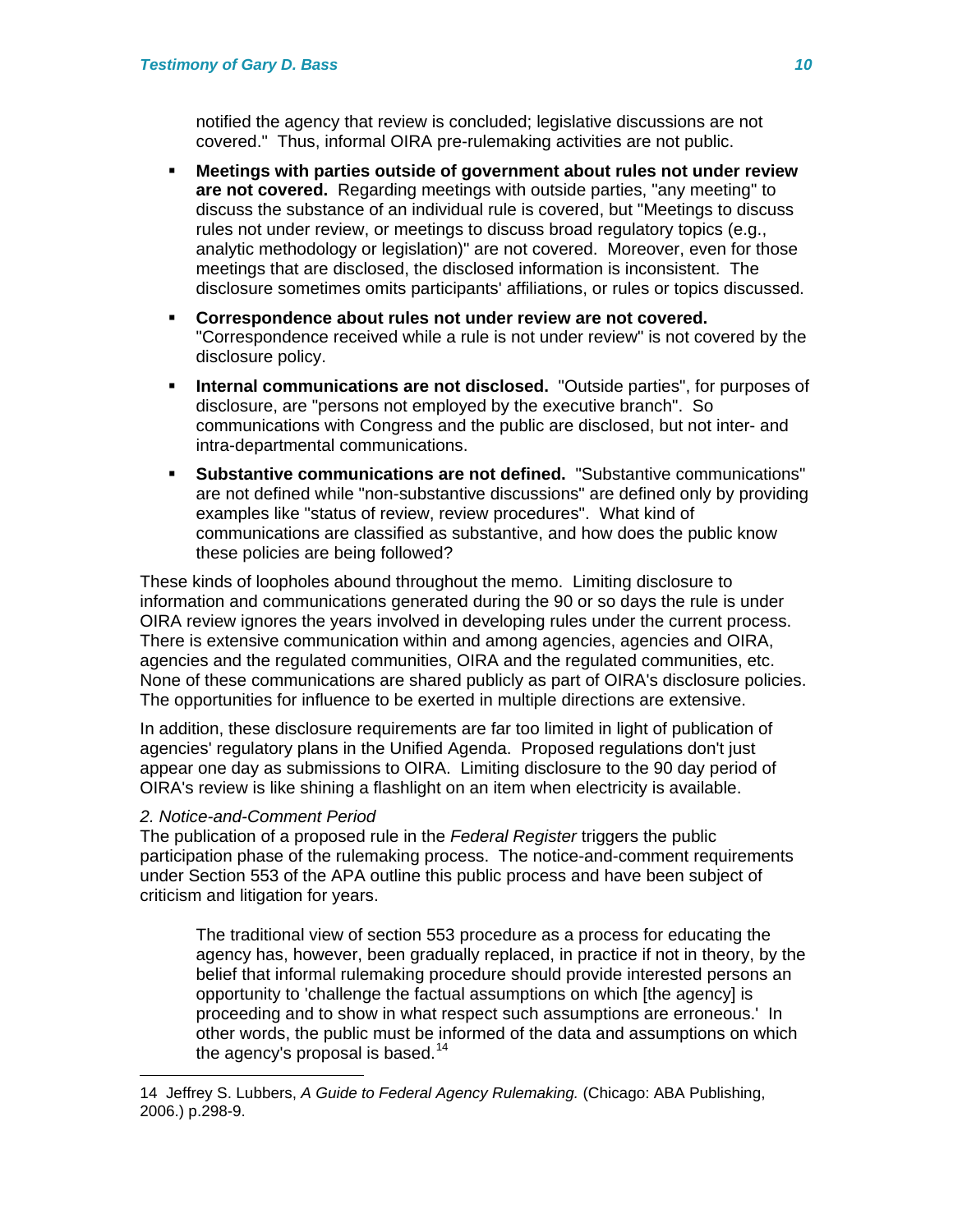notified the agency that review is concluded; legislative discussions are not covered." Thus, informal OIRA pre-rulemaking activities are not public.

- **Meetings with parties outside of government about rules not under review are not covered.** Regarding meetings with outside parties, "any meeting" to discuss the substance of an individual rule is covered, but "Meetings to discuss rules not under review, or meetings to discuss broad regulatory topics (e.g., analytic methodology or legislation)" are not covered. Moreover, even for those meetings that are disclosed, the disclosed information is inconsistent. The disclosure sometimes omits participants' affiliations, or rules or topics discussed.
- **Correspondence about rules not under review are not covered.** "Correspondence received while a rule is not under review" is not covered by the disclosure policy.
- **Internal communications are not disclosed.** "Outside parties", for purposes of disclosure, are "persons not employed by the executive branch". So communications with Congress and the public are disclosed, but not inter- and intra-departmental communications.
- **Substantive communications are not defined.** "Substantive communications" are not defined while "non-substantive discussions" are defined only by providing examples like "status of review, review procedures". What kind of communications are classified as substantive, and how does the public know these policies are being followed?

These kinds of loopholes abound throughout the memo. Limiting disclosure to information and communications generated during the 90 or so days the rule is under OIRA review ignores the years involved in developing rules under the current process. There is extensive communication within and among agencies, agencies and OIRA, agencies and the regulated communities, OIRA and the regulated communities, etc. None of these communications are shared publicly as part of OIRA's disclosure policies. The opportunities for influence to be exerted in multiple directions are extensive.

In addition, these disclosure requirements are far too limited in light of publication of agencies' regulatory plans in the Unified Agenda. Proposed regulations don't just appear one day as submissions to OIRA. Limiting disclosure to the 90 day period of OIRA's review is like shining a flashlight on an item when electricity is available.

*2. Notice-and-Comment Period*

The publication of a proposed rule in the *Federal Register* triggers the public participation phase of the rulemaking process. The notice-and-comment requirements under Section 553 of the APA outline this public process and have been subject of criticism and litigation for years.

> The traditional view of section 553 procedure as a process for educating the agency has, however, been gradually replaced, in practice if not in theory, by the belief that informal rulemaking procedure should provide interested persons an opportunity to 'challenge the factual assumptions on which [the agency] is proceeding and to show in what respect such assumptions are erroneous.' In other words, the public must be informed of the data and assumptions on which the agency's proposal is based.[14]

---

14 Jeffrey S. Lubbers, *A Guide to Federal Agency Rulemaking.* (Chicago: ABA Publishing, 2006.) p.298-9.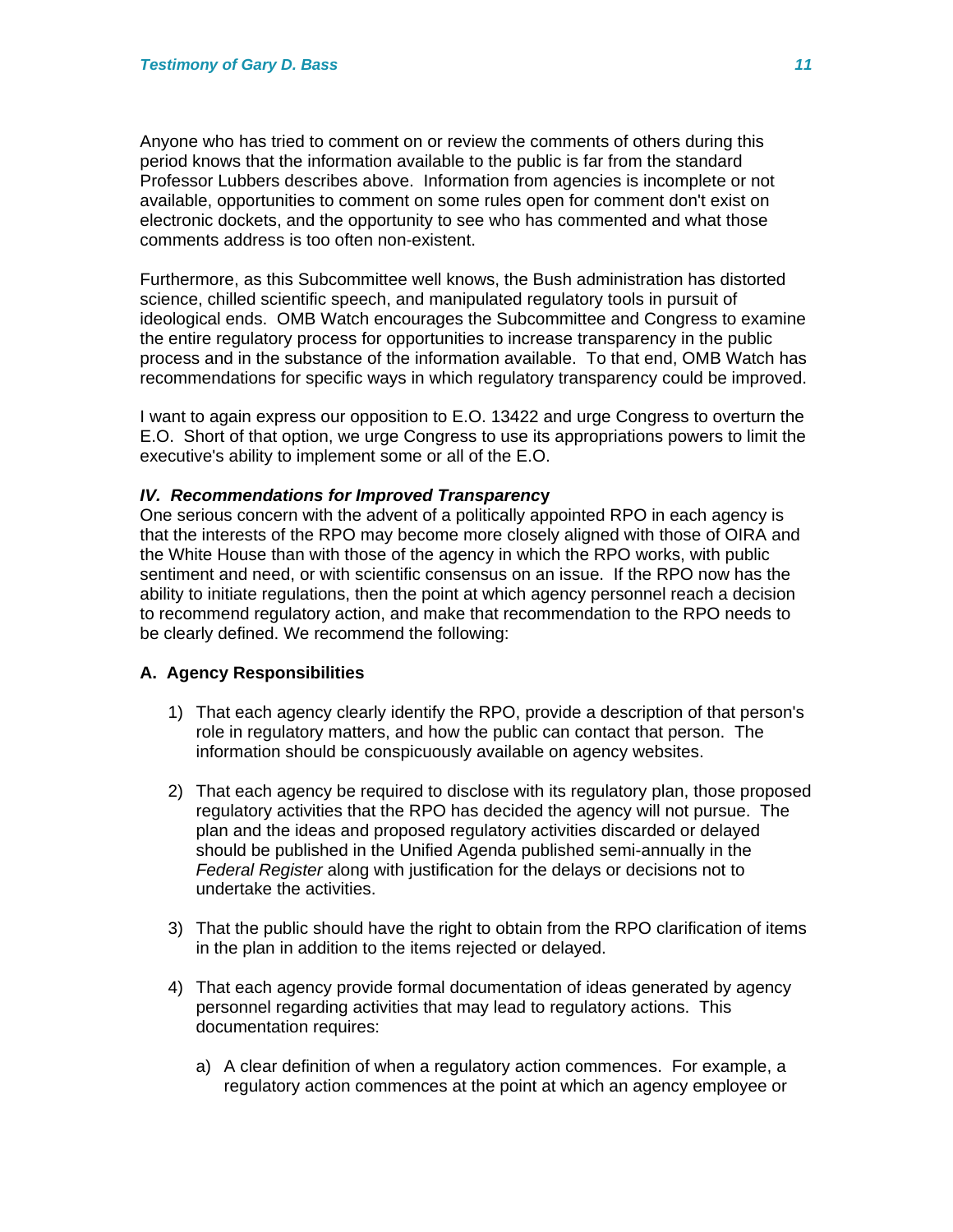Anyone who has tried to comment on or review the comments of others during this period knows that the information available to the public is far from the standard Professor Lubbers describes above. Information from agencies is incomplete or not available, opportunities to comment on some rules open for comment don't exist on electronic dockets, and the opportunity to see who has commented and what those comments address is too often non-existent.

Furthermore, as this Subcommittee well knows, the Bush administration has distorted science, chilled scientific speech, and manipulated regulatory tools in pursuit of ideological ends. OMB Watch encourages the Subcommittee and Congress to examine the entire regulatory process for opportunities to increase transparency in the public process and in the substance of the information available. To that end, OMB Watch has recommendations for specific ways in which regulatory transparency could be improved.

I want to again express our opposition to E.O. 13422 and urge Congress to overturn the E.O. Short of that option, we urge Congress to use its appropriations powers to limit the executive's ability to implement some or all of the E.O.

### *IV. Recommendations for Improved Transparency*

One serious concern with the advent of a politically appointed RPO in each agency is that the interests of the RPO may become more closely aligned with those of OIRA and the White House than with those of the agency in which the RPO works, with public sentiment and need, or with scientific consensus on an issue. If the RPO now has the ability to initiate regulations, then the point at which agency personnel reach a decision to recommend regulatory action, and make that recommendation to the RPO needs to be clearly defined. We recommend the following:

#### A. Agency Responsibilities

1) That each agency clearly identify the RPO, provide a description of that person's role in regulatory matters, and how the public can contact that person. The information should be conspicuously available on agency websites.

2) That each agency be required to disclose with its regulatory plan, those proposed regulatory activities that the RPO has decided the agency will not pursue. The plan and the ideas and proposed regulatory activities discarded or delayed should be published in the Unified Agenda published semi-annually in the *Federal Register* along with justification for the delays or decisions not to undertake the activities.

3) That the public should have the right to obtain from the RPO clarification of items in the plan in addition to the items rejected or delayed.

4) That each agency provide formal documentation of ideas generated by agency personnel regarding activities that may lead to regulatory actions. This documentation requires:

   a) A clear definition of when a regulatory action commences. For example, a regulatory action commences at the point at which an agency employee or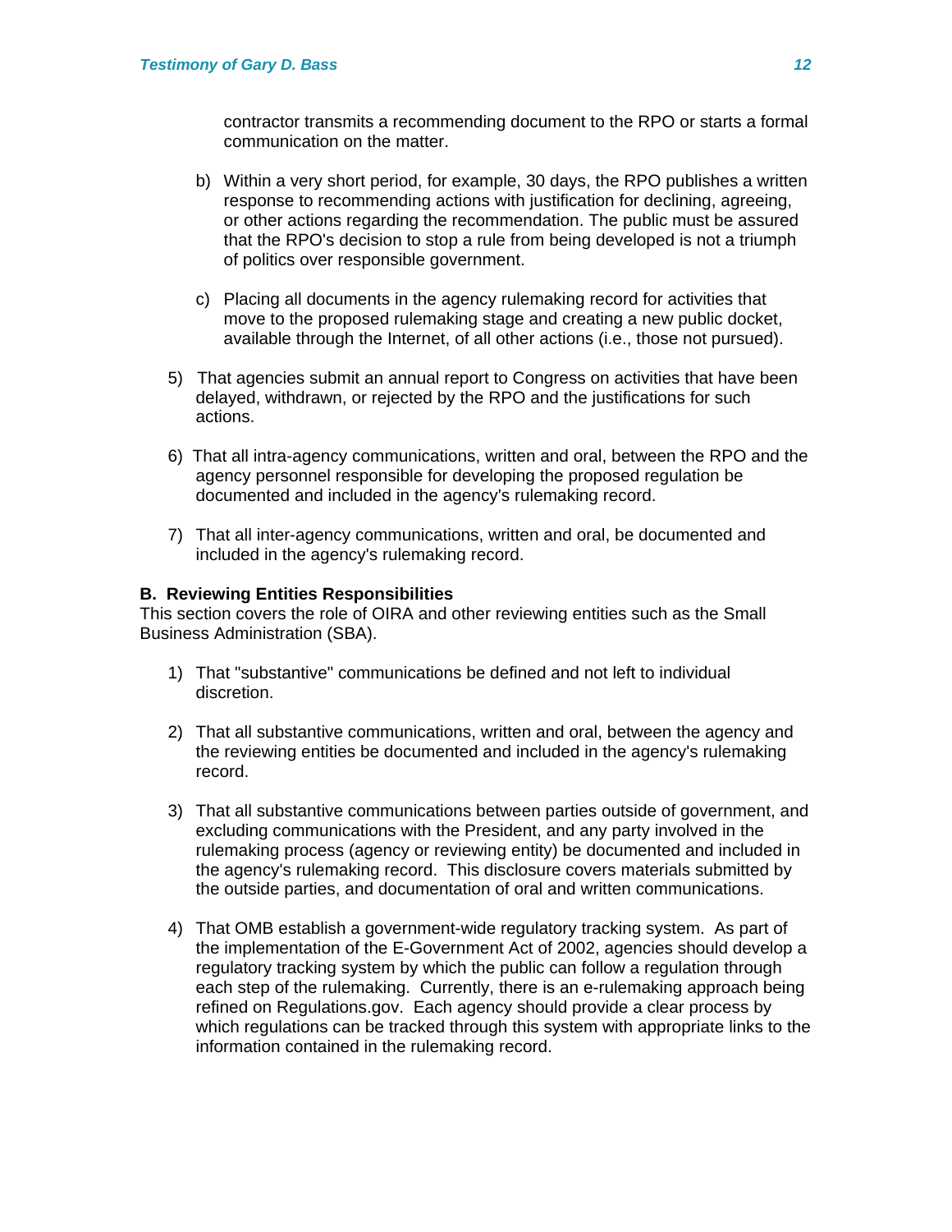contractor transmits a recommending document to the RPO or starts a formal communication on the matter.

   b) Within a very short period, for example, 30 days, the RPO publishes a written response to recommending actions with justification for declining, agreeing, or other actions regarding the recommendation. The public must be assured that the RPO's decision to stop a rule from being developed is not a triumph of politics over responsible government.

   c) Placing all documents in the agency rulemaking record for activities that move to the proposed rulemaking stage and creating a new public docket, available through the Internet, of all other actions (i.e., those not pursued).

5) That agencies submit an annual report to Congress on activities that have been delayed, withdrawn, or rejected by the RPO and the justifications for such actions.

6) That all intra-agency communications, written and oral, between the RPO and the agency personnel responsible for developing the proposed regulation be documented and included in the agency's rulemaking record.

7) That all inter-agency communications, written and oral, be documented and included in the agency's rulemaking record.

**B. Reviewing Entities Responsibilities**

This section covers the role of OIRA and other reviewing entities such as the Small Business Administration (SBA).

1) That "substantive" communications be defined and not left to individual discretion.

2) That all substantive communications, written and oral, between the agency and the reviewing entities be documented and included in the agency's rulemaking record.

3) That all substantive communications between parties outside of government, and excluding communications with the President, and any party involved in the rulemaking process (agency or reviewing entity) be documented and included in the agency's rulemaking record. This disclosure covers materials submitted by the outside parties, and documentation of oral and written communications.

4) That OMB establish a government-wide regulatory tracking system. As part of the implementation of the E-Government Act of 2002, agencies should develop a regulatory tracking system by which the public can follow a regulation through each step of the rulemaking. Currently, there is an e-rulemaking approach being refined on Regulations.gov. Each agency should provide a clear process by which regulations can be tracked through this system with appropriate links to the information contained in the rulemaking record.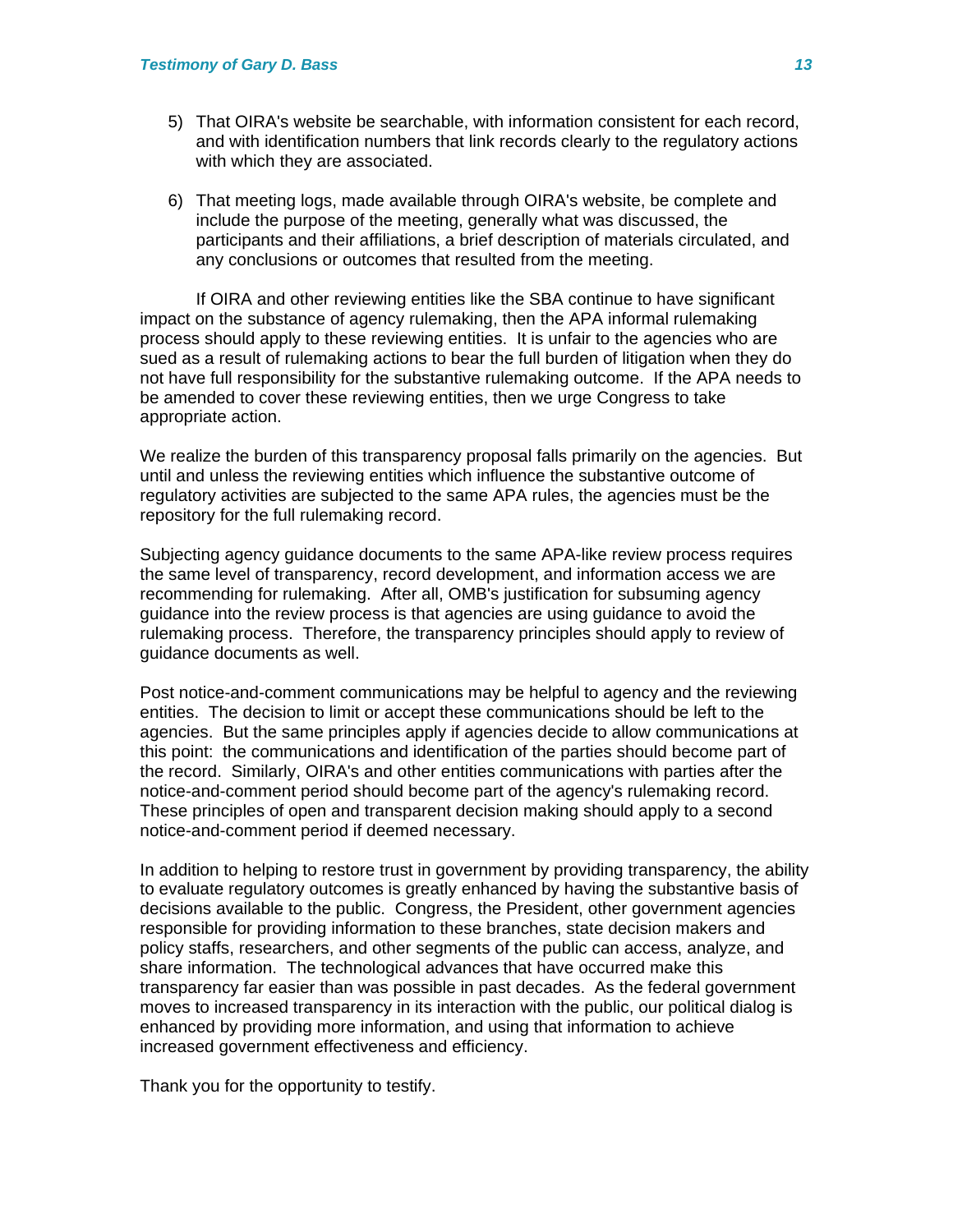5) That OIRA's website be searchable, with information consistent for each record, and with identification numbers that link records clearly to the regulatory actions with which they are associated.

6) That meeting logs, made available through OIRA's website, be complete and include the purpose of the meeting, generally what was discussed, the participants and their affiliations, a brief description of materials circulated, and any conclusions or outcomes that resulted from the meeting.

If OIRA and other reviewing entities like the SBA continue to have significant impact on the substance of agency rulemaking, then the APA informal rulemaking process should apply to these reviewing entities. It is unfair to the agencies who are sued as a result of rulemaking actions to bear the full burden of litigation when they do not have full responsibility for the substantive rulemaking outcome. If the APA needs to be amended to cover these reviewing entities, then we urge Congress to take appropriate action.

We realize the burden of this transparency proposal falls primarily on the agencies. But until and unless the reviewing entities which influence the substantive outcome of regulatory activities are subjected to the same APA rules, the agencies must be the repository for the full rulemaking record.

Subjecting agency guidance documents to the same APA-like review process requires the same level of transparency, record development, and information access we are recommending for rulemaking. After all, OMB's justification for subsuming agency guidance into the review process is that agencies are using guidance to avoid the rulemaking process. Therefore, the transparency principles should apply to review of guidance documents as well.

Post notice-and-comment communications may be helpful to agency and the reviewing entities. The decision to limit or accept these communications should be left to the agencies. But the same principles apply if agencies decide to allow communications at this point: the communications and identification of the parties should become part of the record. Similarly, OIRA's and other entities communications with parties after the notice-and-comment period should become part of the agency's rulemaking record. These principles of open and transparent decision making should apply to a second notice-and-comment period if deemed necessary.

In addition to helping to restore trust in government by providing transparency, the ability to evaluate regulatory outcomes is greatly enhanced by having the substantive basis of decisions available to the public. Congress, the President, other government agencies responsible for providing information to these branches, state decision makers and policy staffs, researchers, and other segments of the public can access, analyze, and share information. The technological advances that have occurred make this transparency far easier than was possible in past decades. As the federal government moves to increased transparency in its interaction with the public, our political dialog is enhanced by providing more information, and using that information to achieve increased government effectiveness and efficiency.

Thank you for the opportunity to testify.